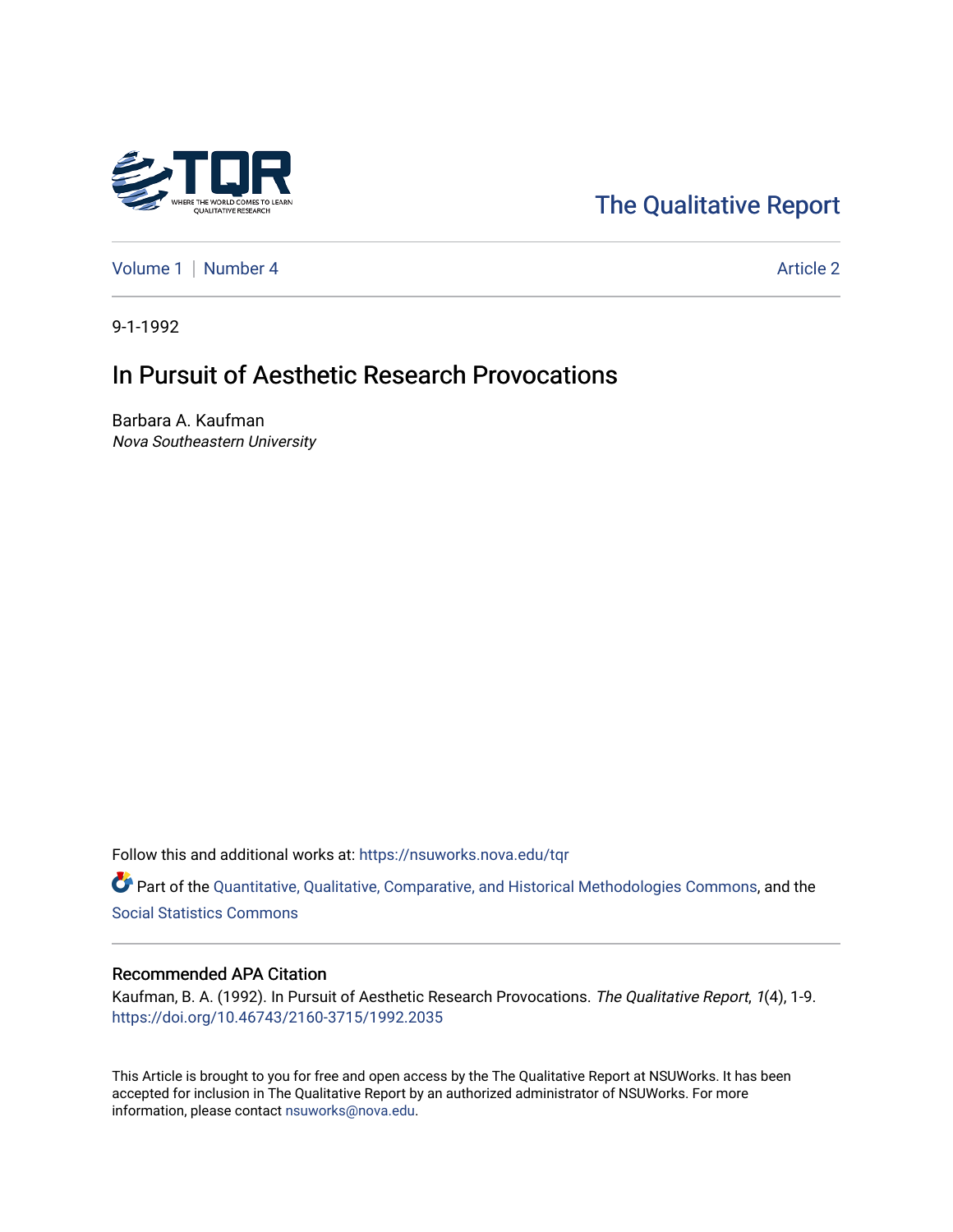The Qualitative Report

Volume 1 | Number 4 — Article 2

9-1-1992

# In Pursuit of Aesthetic Research Provocations

Barbara A. Kaufman
*Nova Southeastern University*

Follow this and additional works at: https://nsuworks.nova.edu/tqr

Part of the Quantitative, Qualitative, Comparative, and Historical Methodologies Commons, and the Social Statistics Commons

## Recommended APA Citation

Kaufman, B. A. (1992). In Pursuit of Aesthetic Research Provocations. *The Qualitative Report*, *1*(4), 1-9. https://doi.org/10.46743/2160-3715/1992.2035

This Article is brought to you for free and open access by the The Qualitative Report at NSUWorks. It has been accepted for inclusion in The Qualitative Report by an authorized administrator of NSUWorks. For more information, please contact nsuworks@nova.edu.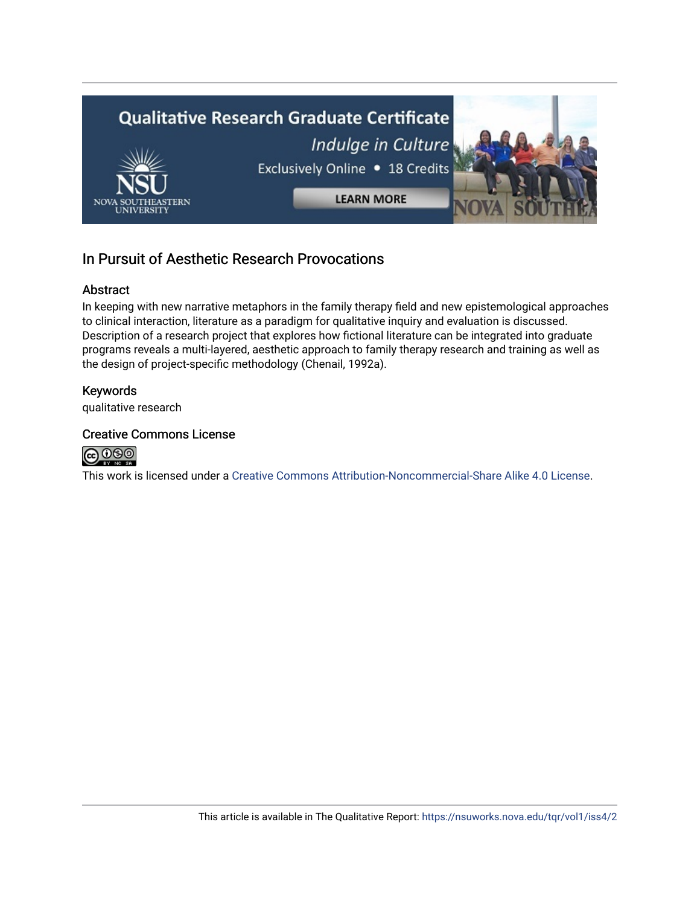## In Pursuit of Aesthetic Research Provocations

### Abstract

In keeping with new narrative metaphors in the family therapy field and new epistemological approaches to clinical interaction, literature as a paradigm for qualitative inquiry and evaluation is discussed. Description of a research project that explores how fictional literature can be integrated into graduate programs reveals a multi-layered, aesthetic approach to family therapy research and training as well as the design of project-specific methodology (Chenail, 1992a).

### Keywords

qualitative research

### Creative Commons License

This work is licensed under a Creative Commons Attribution-Noncommercial-Share Alike 4.0 License.

This article is available in The Qualitative Report: https://nsuworks.nova.edu/tqr/vol1/iss4/2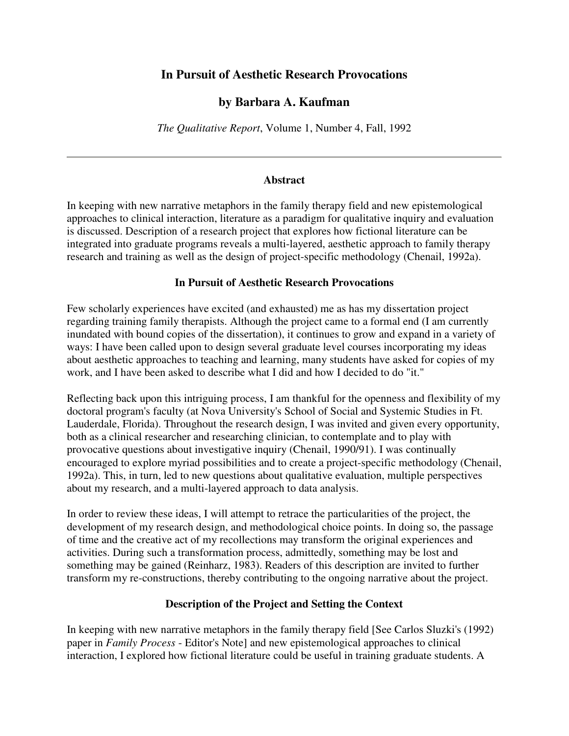# In Pursuit of Aesthetic Research Provocations

## by Barbara A. Kaufman

*The Qualitative Report*, Volume 1, Number 4, Fall, 1992

---

### Abstract

In keeping with new narrative metaphors in the family therapy field and new epistemological approaches to clinical interaction, literature as a paradigm for qualitative inquiry and evaluation is discussed. Description of a research project that explores how fictional literature can be integrated into graduate programs reveals a multi-layered, aesthetic approach to family therapy research and training as well as the design of project-specific methodology (Chenail, 1992a).

### In Pursuit of Aesthetic Research Provocations

Few scholarly experiences have excited (and exhausted) me as has my dissertation project regarding training family therapists. Although the project came to a formal end (I am currently inundated with bound copies of the dissertation), it continues to grow and expand in a variety of ways: I have been called upon to design several graduate level courses incorporating my ideas about aesthetic approaches to teaching and learning, many students have asked for copies of my work, and I have been asked to describe what I did and how I decided to do "it."

Reflecting back upon this intriguing process, I am thankful for the openness and flexibility of my doctoral program's faculty (at Nova University's School of Social and Systemic Studies in Ft. Lauderdale, Florida). Throughout the research design, I was invited and given every opportunity, both as a clinical researcher and researching clinician, to contemplate and to play with provocative questions about investigative inquiry (Chenail, 1990/91). I was continually encouraged to explore myriad possibilities and to create a project-specific methodology (Chenail, 1992a). This, in turn, led to new questions about qualitative evaluation, multiple perspectives about my research, and a multi-layered approach to data analysis.

In order to review these ideas, I will attempt to retrace the particularities of the project, the development of my research design, and methodological choice points. In doing so, the passage of time and the creative act of my recollections may transform the original experiences and activities. During such a transformation process, admittedly, something may be lost and something may be gained (Reinharz, 1983). Readers of this description are invited to further transform my re-constructions, thereby contributing to the ongoing narrative about the project.

### Description of the Project and Setting the Context

In keeping with new narrative metaphors in the family therapy field [See Carlos Sluzki's (1992) paper in *Family Process* - Editor's Note] and new epistemological approaches to clinical interaction, I explored how fictional literature could be useful in training graduate students. A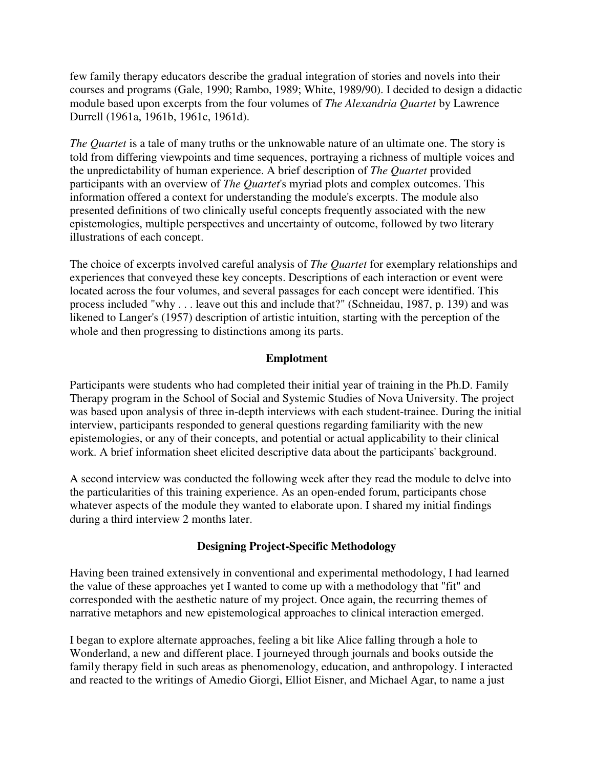few family therapy educators describe the gradual integration of stories and novels into their courses and programs (Gale, 1990; Rambo, 1989; White, 1989/90). I decided to design a didactic module based upon excerpts from the four volumes of *The Alexandria Quartet* by Lawrence Durrell (1961a, 1961b, 1961c, 1961d).

*The Quartet* is a tale of many truths or the unknowable nature of an ultimate one. The story is told from differing viewpoints and time sequences, portraying a richness of multiple voices and the unpredictability of human experience. A brief description of *The Quartet* provided participants with an overview of *The Quartet*'s myriad plots and complex outcomes. This information offered a context for understanding the module's excerpts. The module also presented definitions of two clinically useful concepts frequently associated with the new epistemologies, multiple perspectives and uncertainty of outcome, followed by two literary illustrations of each concept.

The choice of excerpts involved careful analysis of *The Quartet* for exemplary relationships and experiences that conveyed these key concepts. Descriptions of each interaction or event were located across the four volumes, and several passages for each concept were identified. This process included "why . . . leave out this and include that?" (Schneidau, 1987, p. 139) and was likened to Langer's (1957) description of artistic intuition, starting with the perception of the whole and then progressing to distinctions among its parts.

## Emplotment

Participants were students who had completed their initial year of training in the Ph.D. Family Therapy program in the School of Social and Systemic Studies of Nova University. The project was based upon analysis of three in-depth interviews with each student-trainee. During the initial interview, participants responded to general questions regarding familiarity with the new epistemologies, or any of their concepts, and potential or actual applicability to their clinical work. A brief information sheet elicited descriptive data about the participants' background.

A second interview was conducted the following week after they read the module to delve into the particularities of this training experience. As an open-ended forum, participants chose whatever aspects of the module they wanted to elaborate upon. I shared my initial findings during a third interview 2 months later.

## Designing Project-Specific Methodology

Having been trained extensively in conventional and experimental methodology, I had learned the value of these approaches yet I wanted to come up with a methodology that "fit" and corresponded with the aesthetic nature of my project. Once again, the recurring themes of narrative metaphors and new epistemological approaches to clinical interaction emerged.

I began to explore alternate approaches, feeling a bit like Alice falling through a hole to Wonderland, a new and different place. I journeyed through journals and books outside the family therapy field in such areas as phenomenology, education, and anthropology. I interacted and reacted to the writings of Amedio Giorgi, Elliot Eisner, and Michael Agar, to name a just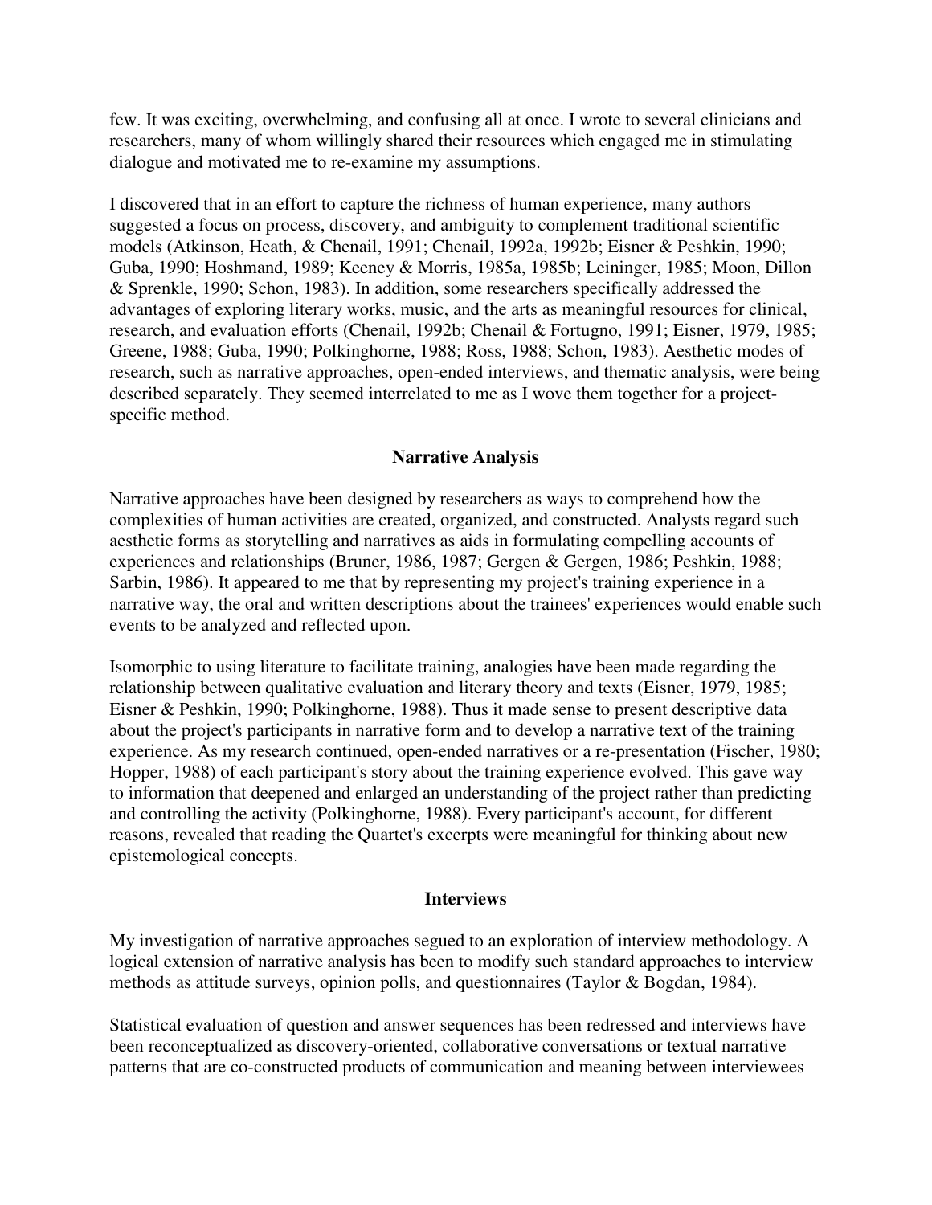few. It was exciting, overwhelming, and confusing all at once. I wrote to several clinicians and researchers, many of whom willingly shared their resources which engaged me in stimulating dialogue and motivated me to re-examine my assumptions.

I discovered that in an effort to capture the richness of human experience, many authors suggested a focus on process, discovery, and ambiguity to complement traditional scientific models (Atkinson, Heath, & Chenail, 1991; Chenail, 1992a, 1992b; Eisner & Peshkin, 1990; Guba, 1990; Hoshmand, 1989; Keeney & Morris, 1985a, 1985b; Leininger, 1985; Moon, Dillon & Sprenkle, 1990; Schon, 1983). In addition, some researchers specifically addressed the advantages of exploring literary works, music, and the arts as meaningful resources for clinical, research, and evaluation efforts (Chenail, 1992b; Chenail & Fortugno, 1991; Eisner, 1979, 1985; Greene, 1988; Guba, 1990; Polkinghorne, 1988; Ross, 1988; Schon, 1983). Aesthetic modes of research, such as narrative approaches, open-ended interviews, and thematic analysis, were being described separately. They seemed interrelated to me as I wove them together for a project-specific method.

### Narrative Analysis

Narrative approaches have been designed by researchers as ways to comprehend how the complexities of human activities are created, organized, and constructed. Analysts regard such aesthetic forms as storytelling and narratives as aids in formulating compelling accounts of experiences and relationships (Bruner, 1986, 1987; Gergen & Gergen, 1986; Peshkin, 1988; Sarbin, 1986). It appeared to me that by representing my project's training experience in a narrative way, the oral and written descriptions about the trainees' experiences would enable such events to be analyzed and reflected upon.

Isomorphic to using literature to facilitate training, analogies have been made regarding the relationship between qualitative evaluation and literary theory and texts (Eisner, 1979, 1985; Eisner & Peshkin, 1990; Polkinghorne, 1988). Thus it made sense to present descriptive data about the project's participants in narrative form and to develop a narrative text of the training experience. As my research continued, open-ended narratives or a re-presentation (Fischer, 1980; Hopper, 1988) of each participant's story about the training experience evolved. This gave way to information that deepened and enlarged an understanding of the project rather than predicting and controlling the activity (Polkinghorne, 1988). Every participant's account, for different reasons, revealed that reading the Quartet's excerpts were meaningful for thinking about new epistemological concepts.

### Interviews

My investigation of narrative approaches segued to an exploration of interview methodology. A logical extension of narrative analysis has been to modify such standard approaches to interview methods as attitude surveys, opinion polls, and questionnaires (Taylor & Bogdan, 1984).

Statistical evaluation of question and answer sequences has been redressed and interviews have been reconceptualized as discovery-oriented, collaborative conversations or textual narrative patterns that are co-constructed products of communication and meaning between interviewees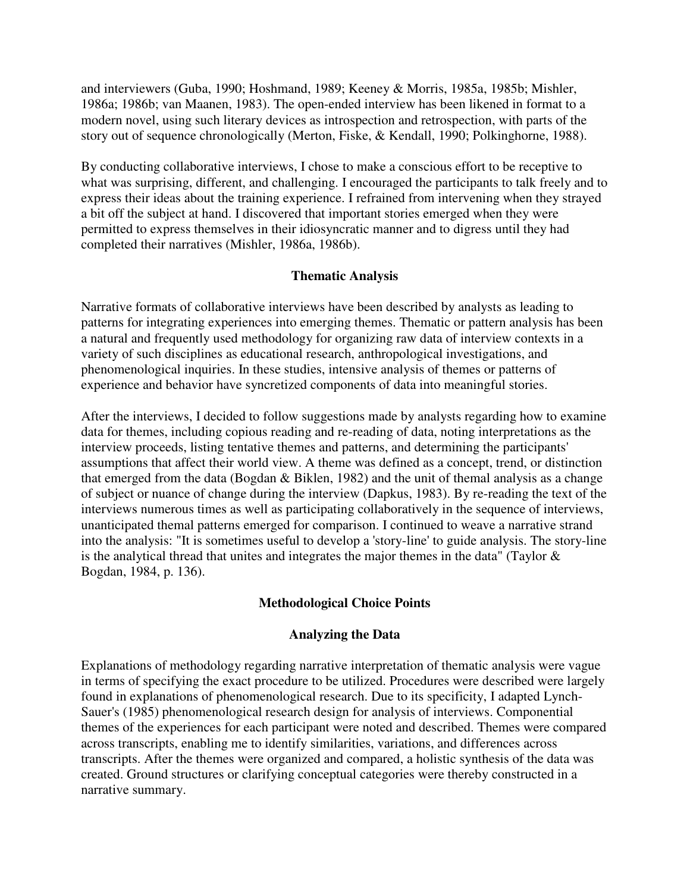and interviewers (Guba, 1990; Hoshmand, 1989; Keeney & Morris, 1985a, 1985b; Mishler, 1986a; 1986b; van Maanen, 1983). The open-ended interview has been likened in format to a modern novel, using such literary devices as introspection and retrospection, with parts of the story out of sequence chronologically (Merton, Fiske, & Kendall, 1990; Polkinghorne, 1988).

By conducting collaborative interviews, I chose to make a conscious effort to be receptive to what was surprising, different, and challenging. I encouraged the participants to talk freely and to express their ideas about the training experience. I refrained from intervening when they strayed a bit off the subject at hand. I discovered that important stories emerged when they were permitted to express themselves in their idiosyncratic manner and to digress until they had completed their narratives (Mishler, 1986a, 1986b).

## Thematic Analysis

Narrative formats of collaborative interviews have been described by analysts as leading to patterns for integrating experiences into emerging themes. Thematic or pattern analysis has been a natural and frequently used methodology for organizing raw data of interview contexts in a variety of such disciplines as educational research, anthropological investigations, and phenomenological inquiries. In these studies, intensive analysis of themes or patterns of experience and behavior have syncretized components of data into meaningful stories.

After the interviews, I decided to follow suggestions made by analysts regarding how to examine data for themes, including copious reading and re-reading of data, noting interpretations as the interview proceeds, listing tentative themes and patterns, and determining the participants' assumptions that affect their world view. A theme was defined as a concept, trend, or distinction that emerged from the data (Bogdan & Biklen, 1982) and the unit of themal analysis as a change of subject or nuance of change during the interview (Dapkus, 1983). By re-reading the text of the interviews numerous times as well as participating collaboratively in the sequence of interviews, unanticipated themal patterns emerged for comparison. I continued to weave a narrative strand into the analysis: "It is sometimes useful to develop a 'story-line' to guide analysis. The story-line is the analytical thread that unites and integrates the major themes in the data" (Taylor & Bogdan, 1984, p. 136).

## Methodological Choice Points

### Analyzing the Data

Explanations of methodology regarding narrative interpretation of thematic analysis were vague in terms of specifying the exact procedure to be utilized. Procedures were described were largely found in explanations of phenomenological research. Due to its specificity, I adapted Lynch-Sauer's (1985) phenomenological research design for analysis of interviews. Componential themes of the experiences for each participant were noted and described. Themes were compared across transcripts, enabling me to identify similarities, variations, and differences across transcripts. After the themes were organized and compared, a holistic synthesis of the data was created. Ground structures or clarifying conceptual categories were thereby constructed in a narrative summary.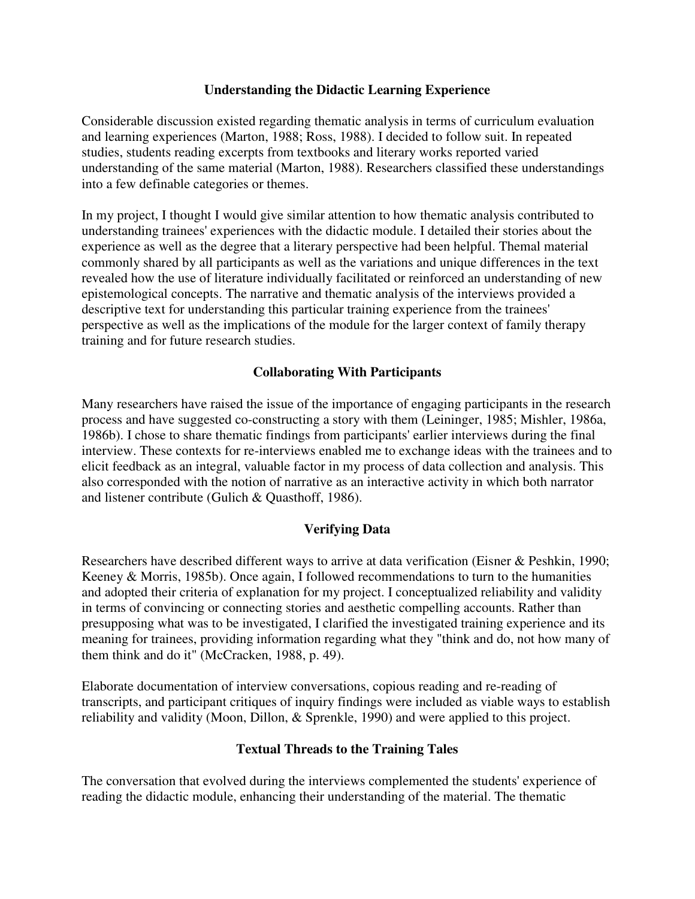## Understanding the Didactic Learning Experience

Considerable discussion existed regarding thematic analysis in terms of curriculum evaluation and learning experiences (Marton, 1988; Ross, 1988). I decided to follow suit. In repeated studies, students reading excerpts from textbooks and literary works reported varied understanding of the same material (Marton, 1988). Researchers classified these understandings into a few definable categories or themes.

In my project, I thought I would give similar attention to how thematic analysis contributed to understanding trainees' experiences with the didactic module. I detailed their stories about the experience as well as the degree that a literary perspective had been helpful. Themal material commonly shared by all participants as well as the variations and unique differences in the text revealed how the use of literature individually facilitated or reinforced an understanding of new epistemological concepts. The narrative and thematic analysis of the interviews provided a descriptive text for understanding this particular training experience from the trainees' perspective as well as the implications of the module for the larger context of family therapy training and for future research studies.

## Collaborating With Participants

Many researchers have raised the issue of the importance of engaging participants in the research process and have suggested co-constructing a story with them (Leininger, 1985; Mishler, 1986a, 1986b). I chose to share thematic findings from participants' earlier interviews during the final interview. These contexts for re-interviews enabled me to exchange ideas with the trainees and to elicit feedback as an integral, valuable factor in my process of data collection and analysis. This also corresponded with the notion of narrative as an interactive activity in which both narrator and listener contribute (Gulich & Quasthoff, 1986).

## Verifying Data

Researchers have described different ways to arrive at data verification (Eisner & Peshkin, 1990; Keeney & Morris, 1985b). Once again, I followed recommendations to turn to the humanities and adopted their criteria of explanation for my project. I conceptualized reliability and validity in terms of convincing or connecting stories and aesthetic compelling accounts. Rather than presupposing what was to be investigated, I clarified the investigated training experience and its meaning for trainees, providing information regarding what they "think and do, not how many of them think and do it" (McCracken, 1988, p. 49).

Elaborate documentation of interview conversations, copious reading and re-reading of transcripts, and participant critiques of inquiry findings were included as viable ways to establish reliability and validity (Moon, Dillon, & Sprenkle, 1990) and were applied to this project.

## Textual Threads to the Training Tales

The conversation that evolved during the interviews complemented the students' experience of reading the didactic module, enhancing their understanding of the material. The thematic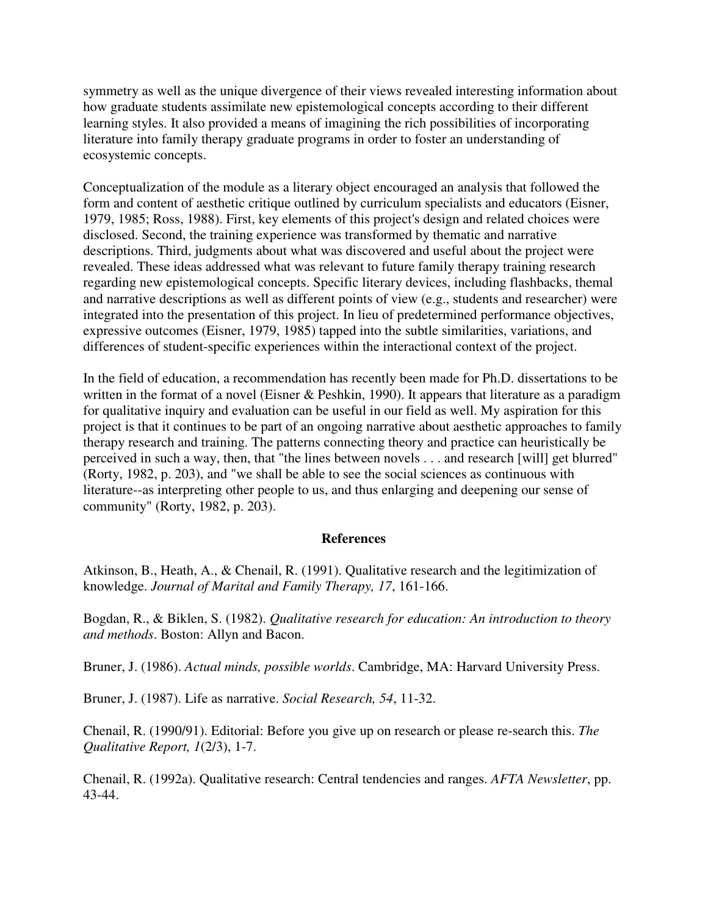symmetry as well as the unique divergence of their views revealed interesting information about how graduate students assimilate new epistemological concepts according to their different learning styles. It also provided a means of imagining the rich possibilities of incorporating literature into family therapy graduate programs in order to foster an understanding of ecosystemic concepts.

Conceptualization of the module as a literary object encouraged an analysis that followed the form and content of aesthetic critique outlined by curriculum specialists and educators (Eisner, 1979, 1985; Ross, 1988). First, key elements of this project's design and related choices were disclosed. Second, the training experience was transformed by thematic and narrative descriptions. Third, judgments about what was discovered and useful about the project were revealed. These ideas addressed what was relevant to future family therapy training research regarding new epistemological concepts. Specific literary devices, including flashbacks, themal and narrative descriptions as well as different points of view (e.g., students and researcher) were integrated into the presentation of this project. In lieu of predetermined performance objectives, expressive outcomes (Eisner, 1979, 1985) tapped into the subtle similarities, variations, and differences of student-specific experiences within the interactional context of the project.

In the field of education, a recommendation has recently been made for Ph.D. dissertations to be written in the format of a novel (Eisner & Peshkin, 1990). It appears that literature as a paradigm for qualitative inquiry and evaluation can be useful in our field as well. My aspiration for this project is that it continues to be part of an ongoing narrative about aesthetic approaches to family therapy research and training. The patterns connecting theory and practice can heuristically be perceived in such a way, then, that "the lines between novels . . . and research [will] get blurred" (Rorty, 1982, p. 203), and "we shall be able to see the social sciences as continuous with literature--as interpreting other people to us, and thus enlarging and deepening our sense of community" (Rorty, 1982, p. 203).

## References

Atkinson, B., Heath, A., & Chenail, R. (1991). Qualitative research and the legitimization of knowledge. *Journal of Marital and Family Therapy, 17*, 161-166.

Bogdan, R., & Biklen, S. (1982). *Qualitative research for education: An introduction to theory and methods*. Boston: Allyn and Bacon.

Bruner, J. (1986). *Actual minds, possible worlds*. Cambridge, MA: Harvard University Press.

Bruner, J. (1987). Life as narrative. *Social Research, 54*, 11-32.

Chenail, R. (1990/91). Editorial: Before you give up on research or please re-search this. *The Qualitative Report, 1*(2/3), 1-7.

Chenail, R. (1992a). Qualitative research: Central tendencies and ranges. *AFTA Newsletter*, pp. 43-44.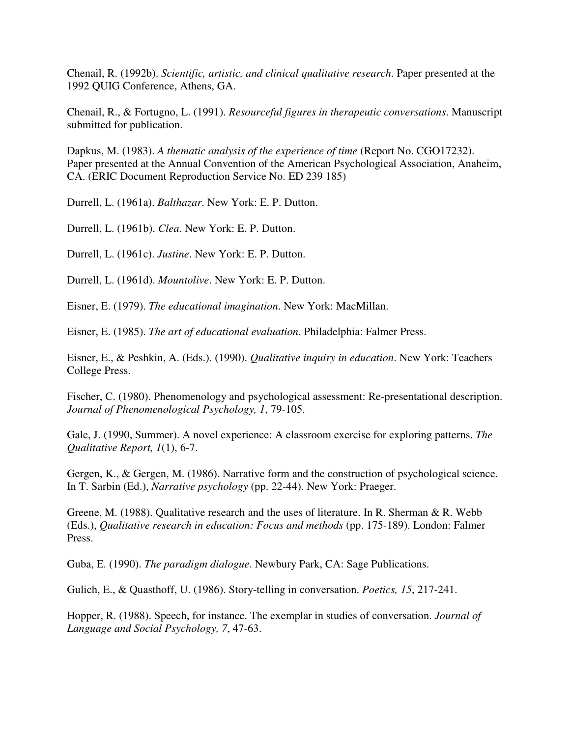Chenail, R. (1992b). *Scientific, artistic, and clinical qualitative research*. Paper presented at the 1992 QUIG Conference, Athens, GA.

Chenail, R., & Fortugno, L. (1991). *Resourceful figures in therapeutic conversations*. Manuscript submitted for publication.

Dapkus, M. (1983). *A thematic analysis of the experience of time* (Report No. CGO17232). Paper presented at the Annual Convention of the American Psychological Association, Anaheim, CA. (ERIC Document Reproduction Service No. ED 239 185)

Durrell, L. (1961a). *Balthazar*. New York: E. P. Dutton.

Durrell, L. (1961b). *Clea*. New York: E. P. Dutton.

Durrell, L. (1961c). *Justine*. New York: E. P. Dutton.

Durrell, L. (1961d). *Mountolive*. New York: E. P. Dutton.

Eisner, E. (1979). *The educational imagination*. New York: MacMillan.

Eisner, E. (1985). *The art of educational evaluation*. Philadelphia: Falmer Press.

Eisner, E., & Peshkin, A. (Eds.). (1990). *Qualitative inquiry in education*. New York: Teachers College Press.

Fischer, C. (1980). Phenomenology and psychological assessment: Re-presentational description. *Journal of Phenomenological Psychology, 1*, 79-105.

Gale, J. (1990, Summer). A novel experience: A classroom exercise for exploring patterns. *The Qualitative Report, 1*(1), 6-7.

Gergen, K., & Gergen, M. (1986). Narrative form and the construction of psychological science. In T. Sarbin (Ed.), *Narrative psychology* (pp. 22-44). New York: Praeger.

Greene, M. (1988). Qualitative research and the uses of literature. In R. Sherman & R. Webb (Eds.), *Qualitative research in education: Focus and methods* (pp. 175-189). London: Falmer Press.

Guba, E. (1990). *The paradigm dialogue*. Newbury Park, CA: Sage Publications.

Gulich, E., & Quasthoff, U. (1986). Story-telling in conversation. *Poetics, 15*, 217-241.

Hopper, R. (1988). Speech, for instance. The exemplar in studies of conversation. *Journal of Language and Social Psychology, 7*, 47-63.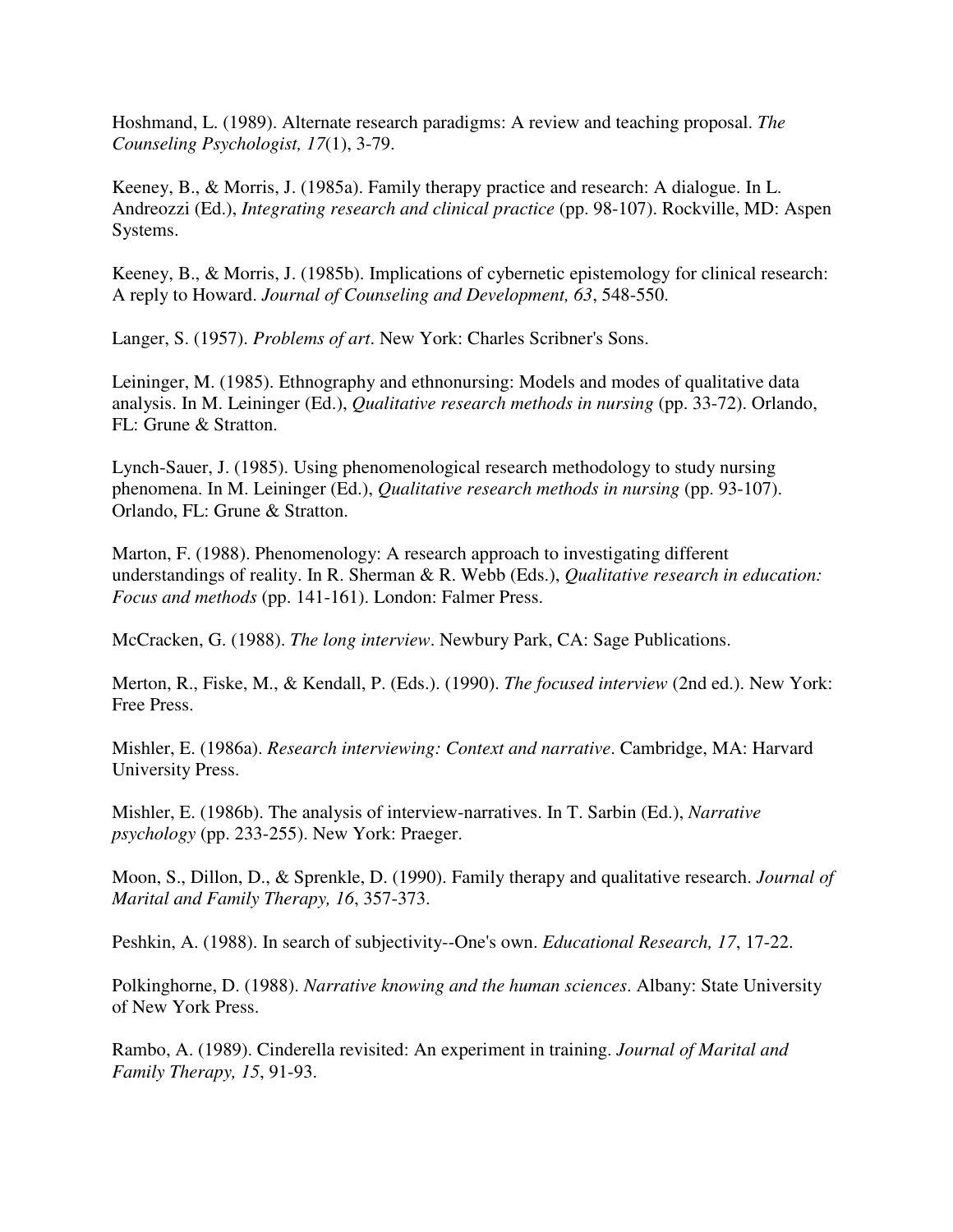Hoshmand, L. (1989). Alternate research paradigms: A review and teaching proposal. *The Counseling Psychologist, 17*(1), 3-79.

Keeney, B., & Morris, J. (1985a). Family therapy practice and research: A dialogue. In L. Andreozzi (Ed.), *Integrating research and clinical practice* (pp. 98-107). Rockville, MD: Aspen Systems.

Keeney, B., & Morris, J. (1985b). Implications of cybernetic epistemology for clinical research: A reply to Howard. *Journal of Counseling and Development, 63*, 548-550.

Langer, S. (1957). *Problems of art*. New York: Charles Scribner's Sons.

Leininger, M. (1985). Ethnography and ethnonursing: Models and modes of qualitative data analysis. In M. Leininger (Ed.), *Qualitative research methods in nursing* (pp. 33-72). Orlando, FL: Grune & Stratton.

Lynch-Sauer, J. (1985). Using phenomenological research methodology to study nursing phenomena. In M. Leininger (Ed.), *Qualitative research methods in nursing* (pp. 93-107). Orlando, FL: Grune & Stratton.

Marton, F. (1988). Phenomenology: A research approach to investigating different understandings of reality. In R. Sherman & R. Webb (Eds.), *Qualitative research in education: Focus and methods* (pp. 141-161). London: Falmer Press.

McCracken, G. (1988). *The long interview*. Newbury Park, CA: Sage Publications.

Merton, R., Fiske, M., & Kendall, P. (Eds.). (1990). *The focused interview* (2nd ed.). New York: Free Press.

Mishler, E. (1986a). *Research interviewing: Context and narrative*. Cambridge, MA: Harvard University Press.

Mishler, E. (1986b). The analysis of interview-narratives. In T. Sarbin (Ed.), *Narrative psychology* (pp. 233-255). New York: Praeger.

Moon, S., Dillon, D., & Sprenkle, D. (1990). Family therapy and qualitative research. *Journal of Marital and Family Therapy, 16*, 357-373.

Peshkin, A. (1988). In search of subjectivity--One's own. *Educational Research, 17*, 17-22.

Polkinghorne, D. (1988). *Narrative knowing and the human sciences*. Albany: State University of New York Press.

Rambo, A. (1989). Cinderella revisited: An experiment in training. *Journal of Marital and Family Therapy, 15*, 91-93.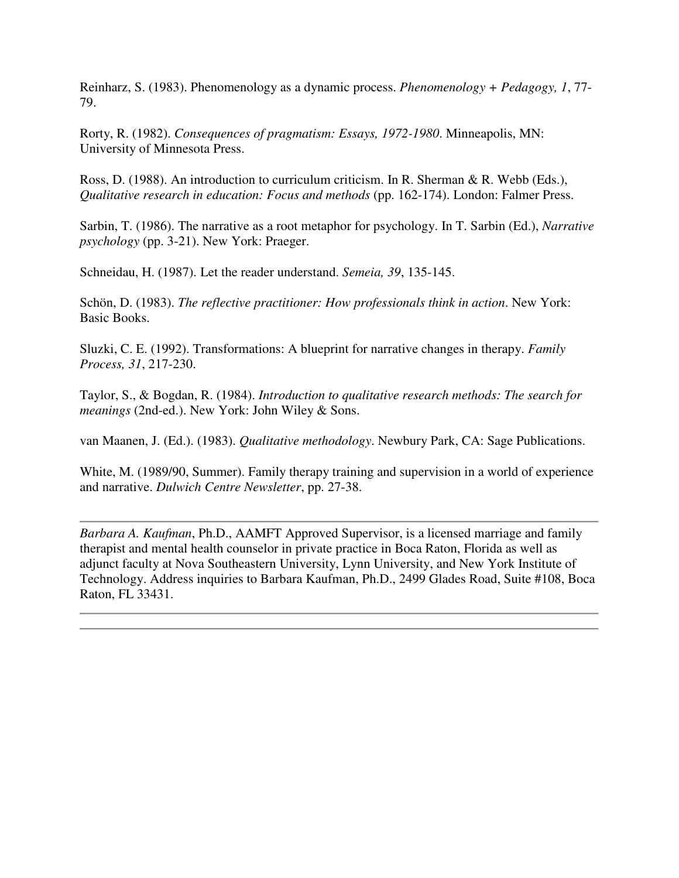Reinharz, S. (1983). Phenomenology as a dynamic process. *Phenomenology + Pedagogy, 1*, 77-79.

Rorty, R. (1982). *Consequences of pragmatism: Essays, 1972-1980*. Minneapolis, MN: University of Minnesota Press.

Ross, D. (1988). An introduction to curriculum criticism. In R. Sherman & R. Webb (Eds.), *Qualitative research in education: Focus and methods* (pp. 162-174). London: Falmer Press.

Sarbin, T. (1986). The narrative as a root metaphor for psychology. In T. Sarbin (Ed.), *Narrative psychology* (pp. 3-21). New York: Praeger.

Schneidau, H. (1987). Let the reader understand. *Semeia, 39*, 135-145.

Schön, D. (1983). *The reflective practitioner: How professionals think in action*. New York: Basic Books.

Sluzki, C. E. (1992). Transformations: A blueprint for narrative changes in therapy. *Family Process, 31*, 217-230.

Taylor, S., & Bogdan, R. (1984). *Introduction to qualitative research methods: The search for meanings* (2nd-ed.). New York: John Wiley & Sons.

van Maanen, J. (Ed.). (1983). *Qualitative methodology*. Newbury Park, CA: Sage Publications.

White, M. (1989/90, Summer). Family therapy training and supervision in a world of experience and narrative. *Dulwich Centre Newsletter*, pp. 27-38.

---

*Barbara A. Kaufman*, Ph.D., AAMFT Approved Supervisor, is a licensed marriage and family therapist and mental health counselor in private practice in Boca Raton, Florida as well as adjunct faculty at Nova Southeastern University, Lynn University, and New York Institute of Technology. Address inquiries to Barbara Kaufman, Ph.D., 2499 Glades Road, Suite #108, Boca Raton, FL 33431.

---